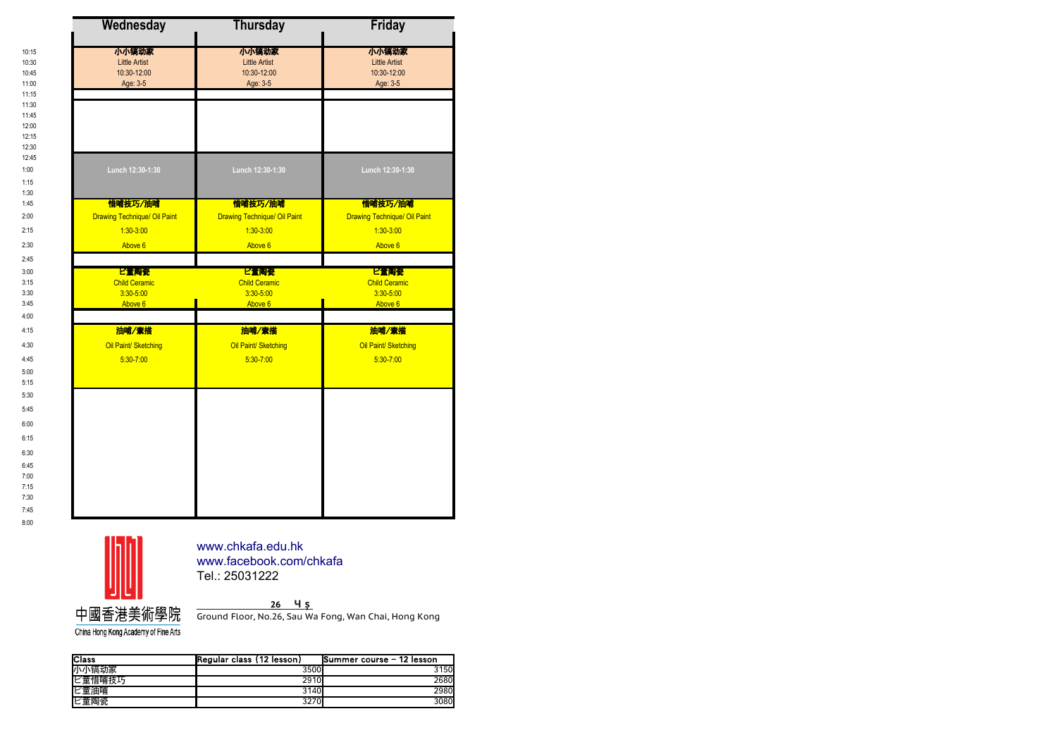| Time | Wednesday | Thursday | Friday |
|---|---|---|---|
| 10:15–11:00 | 小小镉动家<br>Little Artist<br>10:30-12:00<br>Age: 3-5 | 小小镉动家<br>Little Artist<br>10:30-12:00<br>Age: 3-5 | 小小镉动家<br>Little Artist<br>10:30-12:00<br>Age: 3-5 |
| 12:45–1:30 | Lunch 12:30-1:30 | Lunch 12:30-1:30 | Lunch 12:30-1:30 |
| 1:45–2:30 | 惜哺技巧/油哺<br>Drawing Technique/ Oil Paint<br>1:30-3:00<br>Above 6 | 惜哺技巧/油哺<br>Drawing Technique/ Oil Paint<br>1:30-3:00<br>Above 6 | 惜哺技巧/油哺<br>Drawing Technique/ Oil Paint<br>1:30-3:00<br>Above 6 |
| 3:00–3:45 | ㄹ董陶瓷<br>Child Ceramic<br>3:30-5:00<br>Above 6 | ㄹ董陶瓷<br>Child Ceramic<br>3:30-5:00<br>Above 6 | ㄹ董陶瓷<br>Child Ceramic<br>3:30-5:00<br>Above 6 |
| 4:15–5:15 | 油哺/素描<br>Oil Paint/ Sketching<br>5:30-7:00 | 油哺/素描<br>Oil Paint/ Sketching<br>5:30-7:00 | 油哺/素描<br>Oil Paint/ Sketching<br>5:30-7:00 |

中國香港美術學院
China Hong Kong Academy of Fine Arts

www.chkafa.edu.hk
www.facebook.com/chkafa
Tel.: 25031222

26 ㄣ $
Ground Floor, No.26, Sau Wa Fong, Wan Chai, Hong Kong

| Class | Regular class (12 lesson) | Summer course - 12 lesson |
|---|---|---|
| 小小镉动家 | 3500 | 3150 |
| ㄹ董惜哺技巧 | 2910 | 2680 |
| ㄹ董油哺 | 3140 | 2980 |
| ㄹ董陶瓷 | 3270 | 3080 |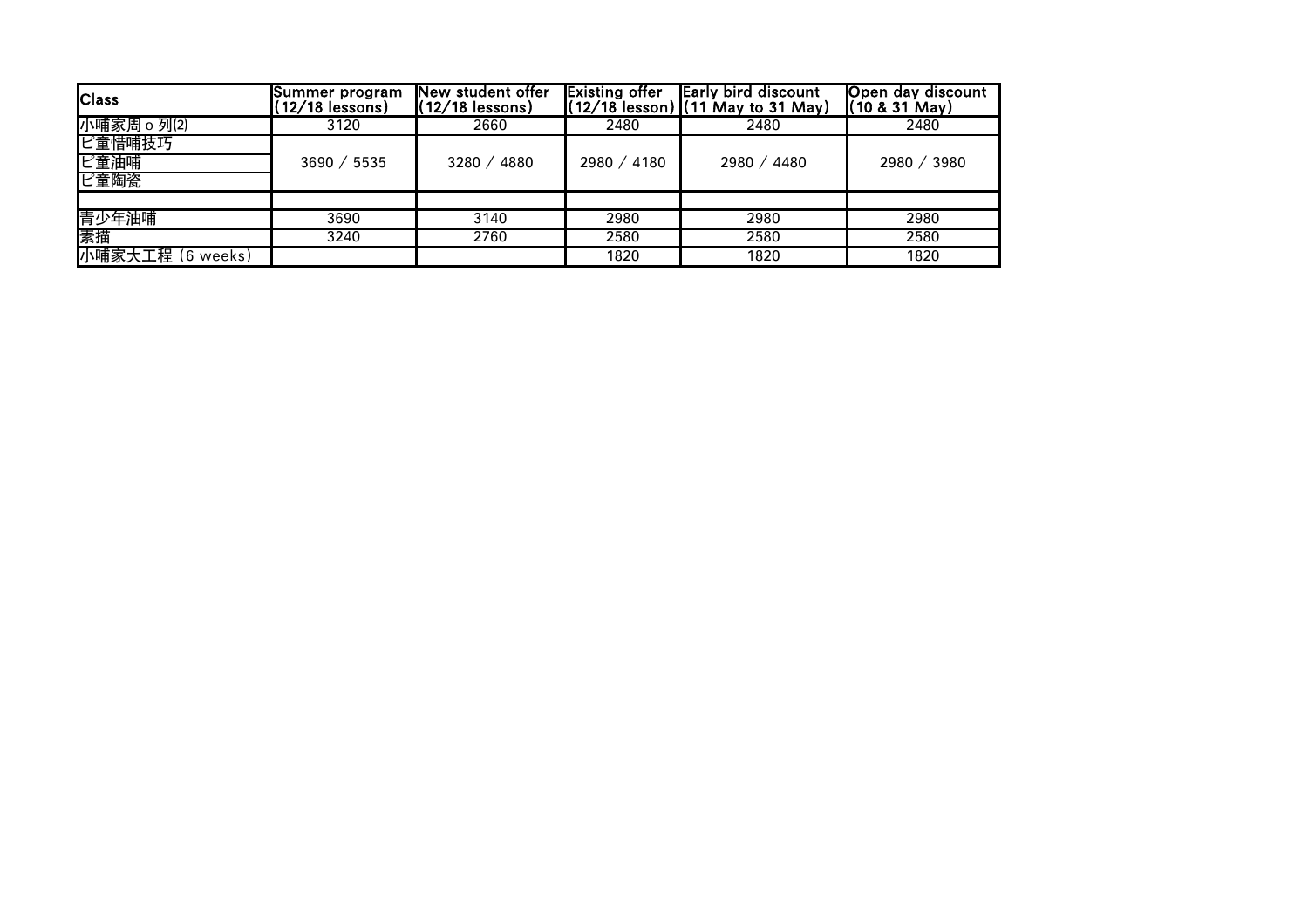| Class | Summer program (12/18 lessons) | New student offer (12/18 lessons) | Existing offer (12/18 lesson) | Early bird discount (11 May to 31 May) | Open day discount (10 & 31 May) |
| --- | --- | --- | --- | --- | --- |
| 小哺家周ｏ列(2) | 3120 | 2660 | 2480 | 2480 | 2480 |
| ピ童惜哺技巧<br>ピ童油哺<br>ピ童陶瓷 | 3690 / 5535 | 3280 / 4880 | 2980 / 4180 | 2980 / 4480 | 2980 / 3980 |
| | | | | | |
| 青少年油哺 | 3690 | 3140 | 2980 | 2980 | 2980 |
| 素描 | 3240 | 2760 | 2580 | 2580 | 2580 |
| 小哺家大工程 (6 weeks) | | | 1820 | 1820 | 1820 |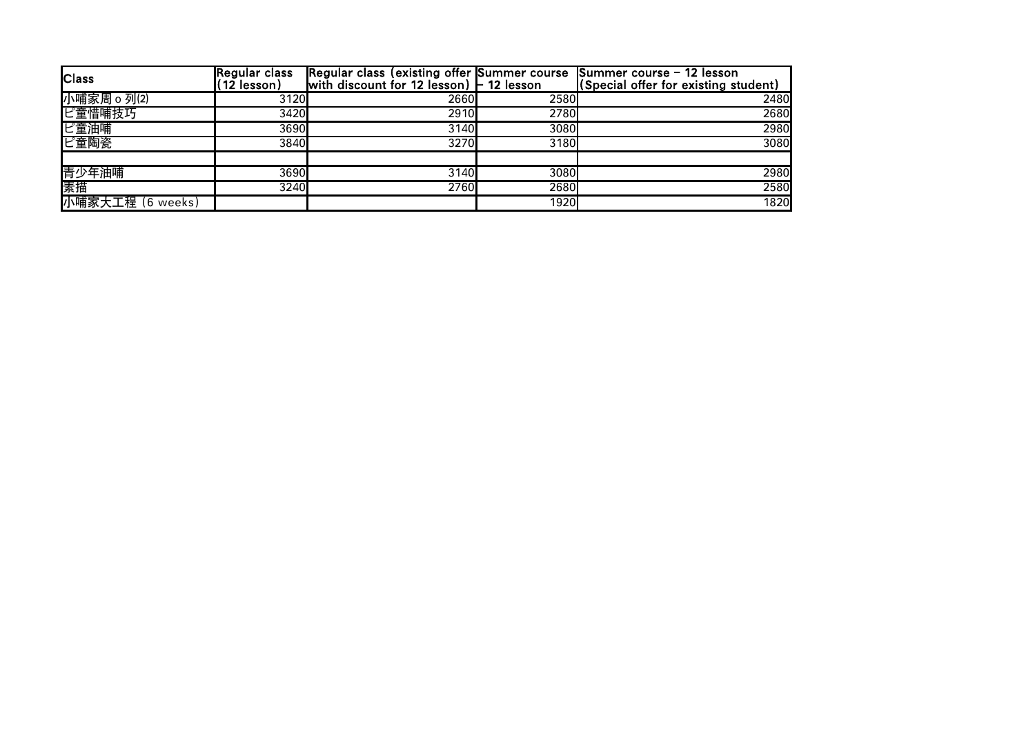| Class | Regular class (12 lesson) | Regular class (existing offer with discount for 12 lesson) | Summer course – 12 lesson | Summer course – 12 lesson (Special offer for existing student) |
| --- | --- | --- | --- | --- |
| 小啸家周ｏ列(2) | 3120 | 2660 | 2580 | 2480 |
| ピ童惜啸技巧 | 3420 | 2910 | 2780 | 2680 |
| ピ童油啸 | 3690 | 3140 | 3080 | 2980 |
| ピ童陶瓷 | 3840 | 3270 | 3180 | 3080 |
| | | | | |
| 青少年油啸 | 3690 | 3140 | 3080 | 2980 |
| 素描 | 3240 | 2760 | 2680 | 2580 |
| 小啸家大工程 (6 weeks) | | | 1920 | 1820 |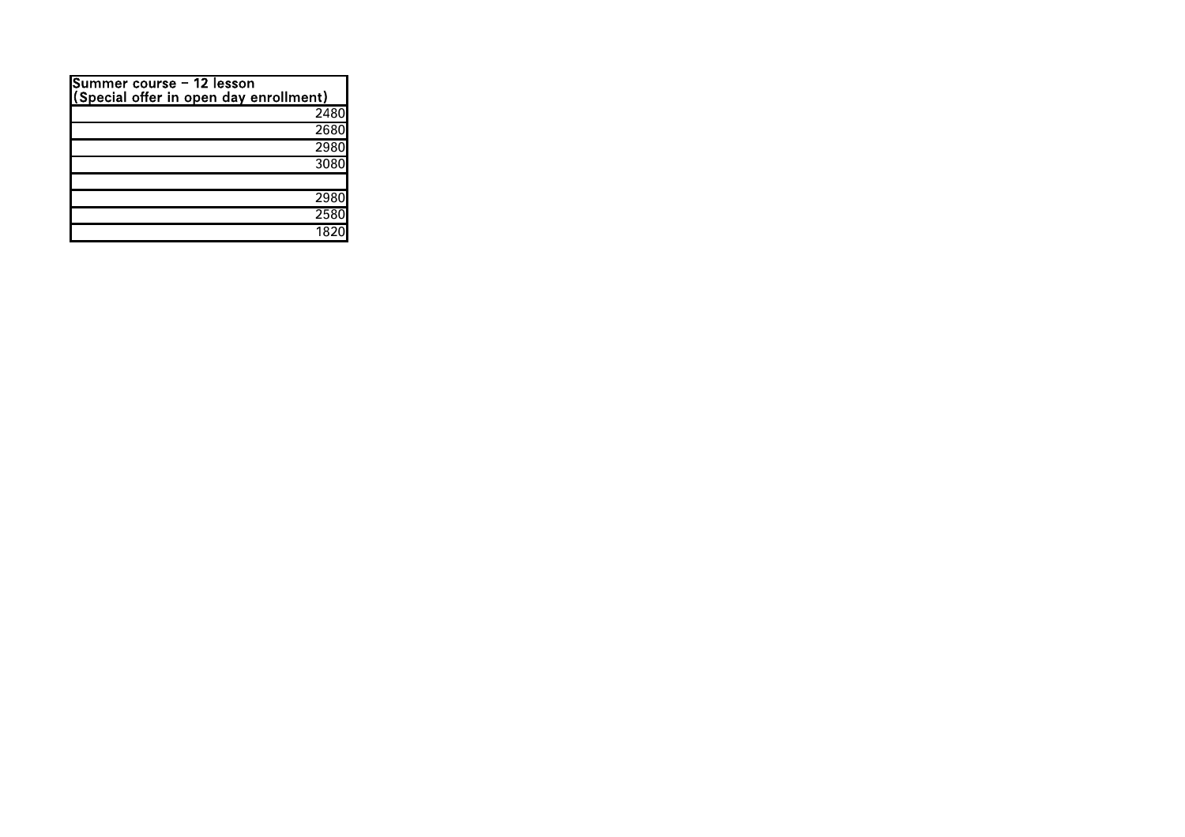| Summer course – 12 lesson (Special offer in open day enrollment) |
| ---: |
| 2480 |
| 2680 |
| 2980 |
| 3080 |
| |
| 2980 |
| 2580 |
| 1820 |